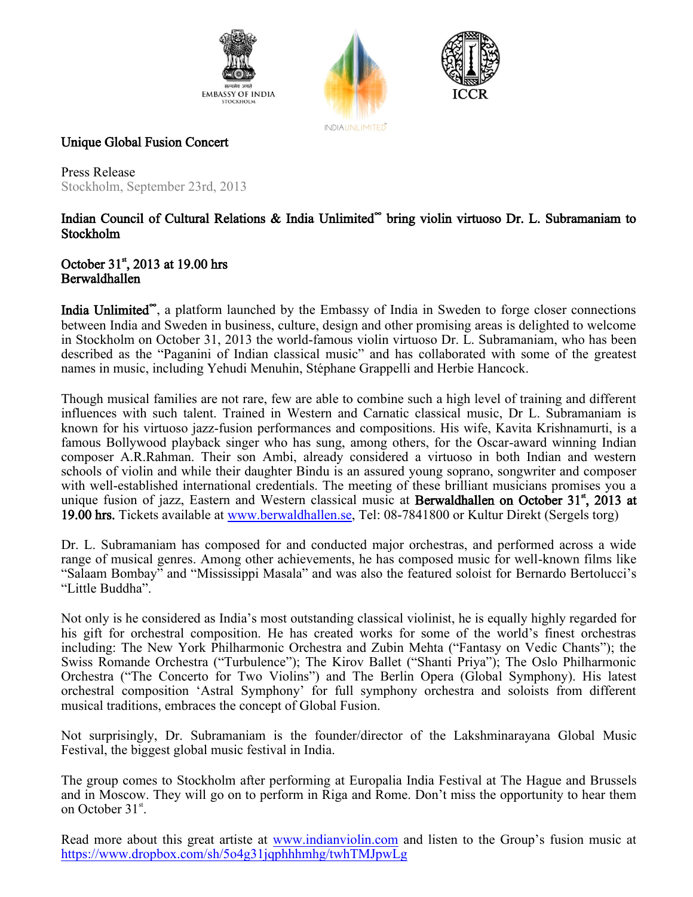EMBASSY OF INDIA
STOCKHOLM

INDIAUNLIMITED

ICCR

# Unique Global Fusion Concert

Press Release
Stockholm, September 23rd, 2013

## Indian Council of Cultural Relations & India Unlimited∞ bring violin virtuoso Dr. L. Subramaniam to Stockholm

**October 31st, 2013 at 19.00 hrs**
**Berwaldhallen**

**India Unlimited∞**, a platform launched by the Embassy of India in Sweden to forge closer connections between India and Sweden in business, culture, design and other promising areas is delighted to welcome in Stockholm on October 31, 2013 the world-famous violin virtuoso Dr. L. Subramaniam, who has been described as the "Paganini of Indian classical music" and has collaborated with some of the greatest names in music, including Yehudi Menuhin, Stéphane Grappelli and Herbie Hancock.

Though musical families are not rare, few are able to combine such a high level of training and different influences with such talent. Trained in Western and Carnatic classical music, Dr L. Subramaniam is known for his virtuoso jazz-fusion performances and compositions. His wife, Kavita Krishnamurti, is a famous Bollywood playback singer who has sung, among others, for the Oscar-award winning Indian composer A.R.Rahman. Their son Ambi, already considered a virtuoso in both Indian and western schools of violin and while their daughter Bindu is an assured young soprano, songwriter and composer with well-established international credentials. The meeting of these brilliant musicians promises you a unique fusion of jazz, Eastern and Western classical music at **Berwaldhallen on October 31st, 2013 at 19.00 hrs.** Tickets available at www.berwaldhallen.se, Tel: 08-7841800 or Kultur Direkt (Sergels torg)

Dr. L. Subramaniam has composed for and conducted major orchestras, and performed across a wide range of musical genres. Among other achievements, he has composed music for well-known films like "Salaam Bombay" and "Mississippi Masala" and was also the featured soloist for Bernardo Bertolucci's "Little Buddha".

Not only is he considered as India's most outstanding classical violinist, he is equally highly regarded for his gift for orchestral composition. He has created works for some of the world's finest orchestras including: The New York Philharmonic Orchestra and Zubin Mehta ("Fantasy on Vedic Chants"); the Swiss Romande Orchestra ("Turbulence"); The Kirov Ballet ("Shanti Priya"); The Oslo Philharmonic Orchestra ("The Concerto for Two Violins") and The Berlin Opera (Global Symphony). His latest orchestral composition 'Astral Symphony' for full symphony orchestra and soloists from different musical traditions, embraces the concept of Global Fusion.

Not surprisingly, Dr. Subramaniam is the founder/director of the Lakshminarayana Global Music Festival, the biggest global music festival in India.

The group comes to Stockholm after performing at Europalia India Festival at The Hague and Brussels and in Moscow. They will go on to perform in Riga and Rome. Don't miss the opportunity to hear them on October 31st.

Read more about this great artiste at www.indianviolin.com and listen to the Group's fusion music at https://www.dropbox.com/sh/5o4g31jqphhhmhg/twhTMJpwLg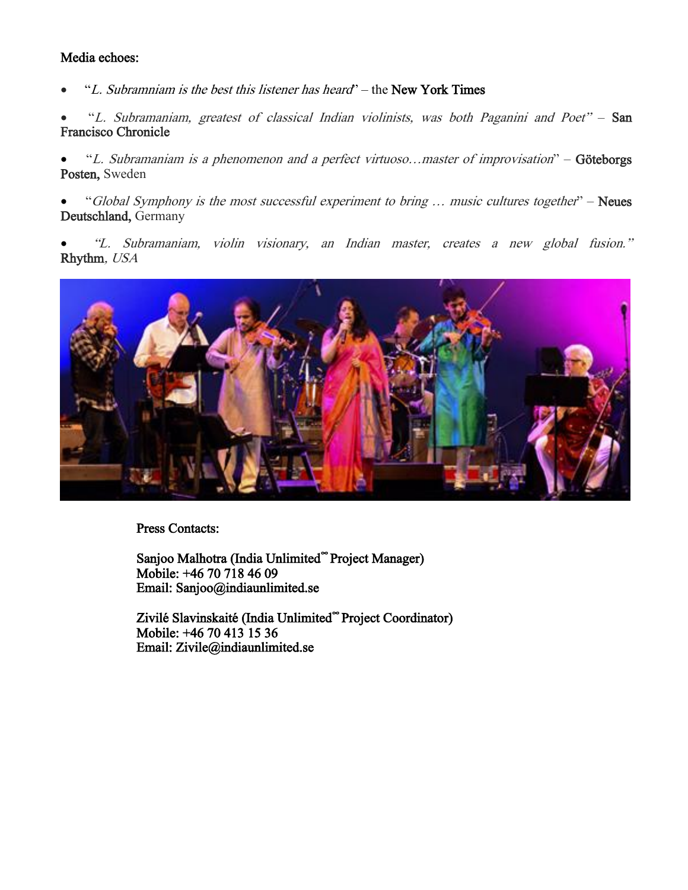Media echoes:

- "*L. Subramniam is the best this listener has heard*" – the New York Times
- "*L. Subramaniam, greatest of classical Indian violinists, was both Paganini and Poet*" – San Francisco Chronicle
- "*L. Subramaniam is a phenomenon and a perfect virtuoso…master of improvisation*" – Göteborgs Posten, Sweden
- "*Global Symphony is the most successful experiment to bring … music cultures together*" – Neues Deutschland, Germany
- "*L. Subramaniam, violin visionary, an Indian master, creates a new global fusion.*" Rhythm, *USA*

Press Contacts:

Sanjoo Malhotra (India Unlimited[∞] Project Manager)
Mobile: +46 70 718 46 09
Email: Sanjoo@indiaunlimited.se

Zivilé Slavinskaité (India Unlimited[∞] Project Coordinator)
Mobile: +46 70 413 15 36
Email: Zivile@indiaunlimited.se